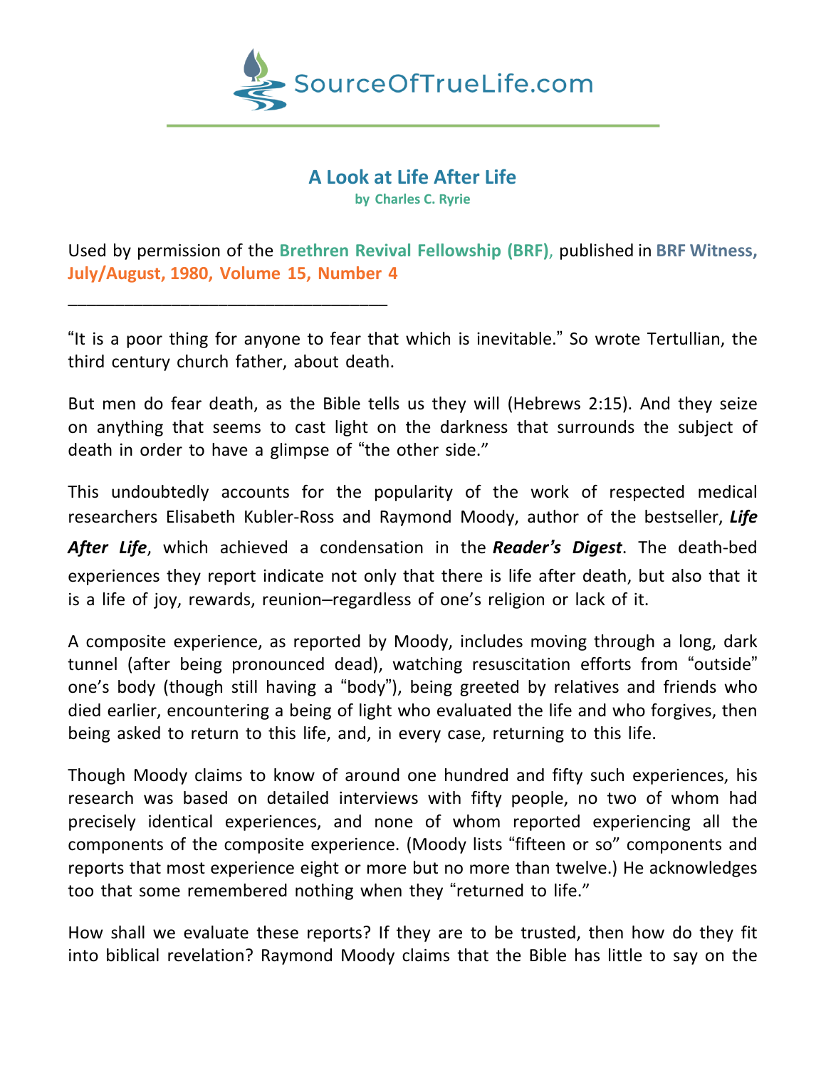SourceOfTrueLife.com

# A Look at Life After Life

**by Charles C. Ryrie**

Used by permission of the **Brethren Revival Fellowship (BRF)**, published in **BRF Witness, July/August, 1980, Volume 15, Number 4**

---

"It is a poor thing for anyone to fear that which is inevitable." So wrote Tertullian, the third century church father, about death.

But men do fear death, as the Bible tells us they will (Hebrews 2:15). And they seize on anything that seems to cast light on the darkness that surrounds the subject of death in order to have a glimpse of "the other side."

This undoubtedly accounts for the popularity of the work of respected medical researchers Elisabeth Kubler-Ross and Raymond Moody, author of the bestseller, ***Life After Life***, which achieved a condensation in the ***Reader's Digest***. The death-bed experiences they report indicate not only that there is life after death, but also that it is a life of joy, rewards, reunion–regardless of one's religion or lack of it.

A composite experience, as reported by Moody, includes moving through a long, dark tunnel (after being pronounced dead), watching resuscitation efforts from "outside" one's body (though still having a "body"), being greeted by relatives and friends who died earlier, encountering a being of light who evaluated the life and who forgives, then being asked to return to this life, and, in every case, returning to this life.

Though Moody claims to know of around one hundred and fifty such experiences, his research was based on detailed interviews with fifty people, no two of whom had precisely identical experiences, and none of whom reported experiencing all the components of the composite experience. (Moody lists "fifteen or so" components and reports that most experience eight or more but no more than twelve.) He acknowledges too that some remembered nothing when they "returned to life."

How shall we evaluate these reports? If they are to be trusted, then how do they fit into biblical revelation? Raymond Moody claims that the Bible has little to say on the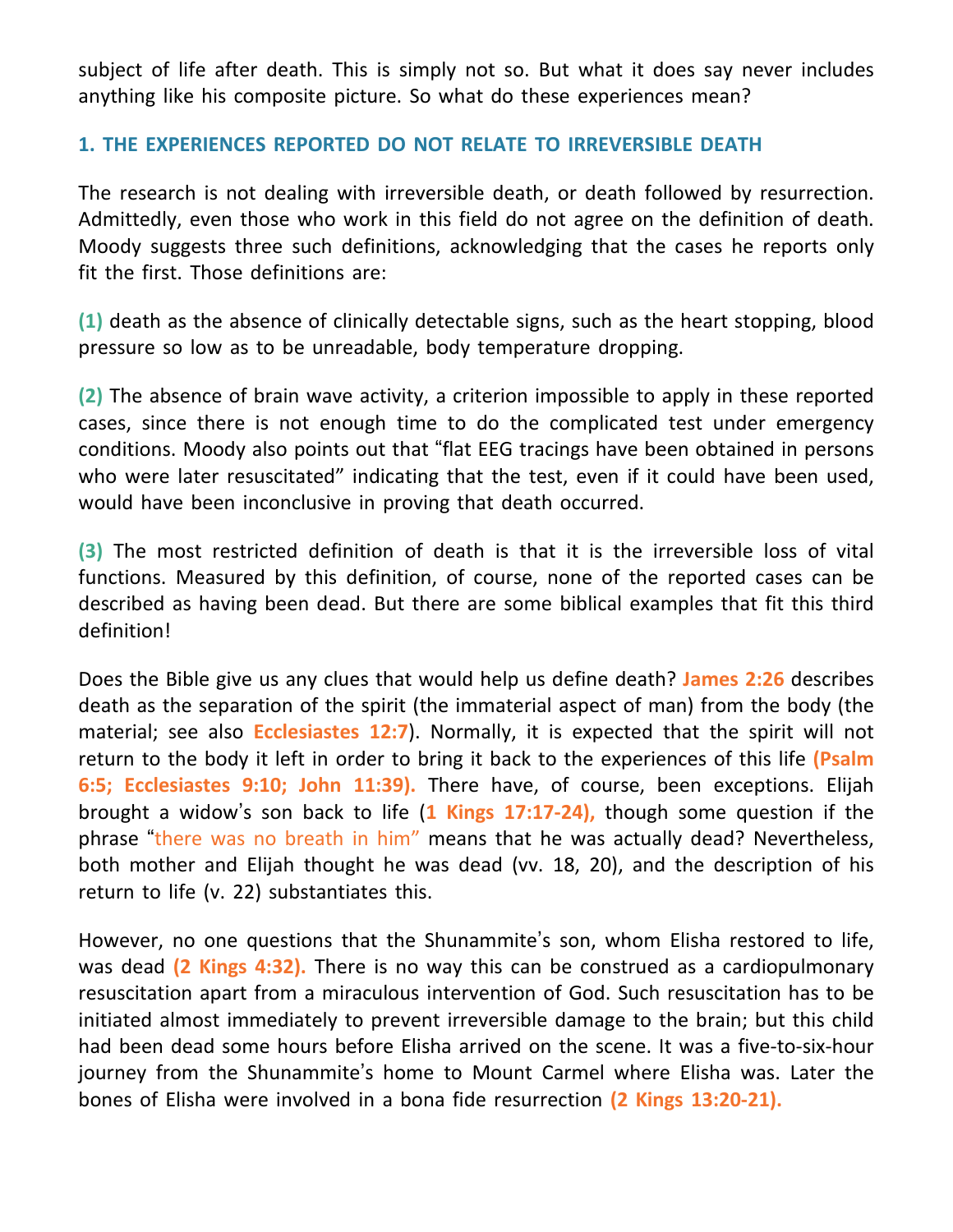subject of life after death. This is simply not so. But what it does say never includes anything like his composite picture. So what do these experiences mean?

### 1. THE EXPERIENCES REPORTED DO NOT RELATE TO IRREVERSIBLE DEATH

The research is not dealing with irreversible death, or death followed by resurrection. Admittedly, even those who work in this field do not agree on the definition of death. Moody suggests three such definitions, acknowledging that the cases he reports only fit the first. Those definitions are:

**(1)** death as the absence of clinically detectable signs, such as the heart stopping, blood pressure so low as to be unreadable, body temperature dropping.

**(2)** The absence of brain wave activity, a criterion impossible to apply in these reported cases, since there is not enough time to do the complicated test under emergency conditions. Moody also points out that "flat EEG tracings have been obtained in persons who were later resuscitated" indicating that the test, even if it could have been used, would have been inconclusive in proving that death occurred.

**(3)** The most restricted definition of death is that it is the irreversible loss of vital functions. Measured by this definition, of course, none of the reported cases can be described as having been dead. But there are some biblical examples that fit this third definition!

Does the Bible give us any clues that would help us define death? **James 2:26** describes death as the separation of the spirit (the immaterial aspect of man) from the body (the material; see also **Ecclesiastes 12:7**). Normally, it is expected that the spirit will not return to the body it left in order to bring it back to the experiences of this life **(Psalm 6:5; Ecclesiastes 9:10; John 11:39).** There have, of course, been exceptions. Elijah brought a widow's son back to life (**1 Kings 17:17-24),** though some question if the phrase "there was no breath in him" means that he was actually dead? Nevertheless, both mother and Elijah thought he was dead (vv. 18, 20), and the description of his return to life (v. 22) substantiates this.

However, no one questions that the Shunammite's son, whom Elisha restored to life, was dead **(2 Kings 4:32).** There is no way this can be construed as a cardiopulmonary resuscitation apart from a miraculous intervention of God. Such resuscitation has to be initiated almost immediately to prevent irreversible damage to the brain; but this child had been dead some hours before Elisha arrived on the scene. It was a five-to-six-hour journey from the Shunammite's home to Mount Carmel where Elisha was. Later the bones of Elisha were involved in a bona fide resurrection **(2 Kings 13:20-21).**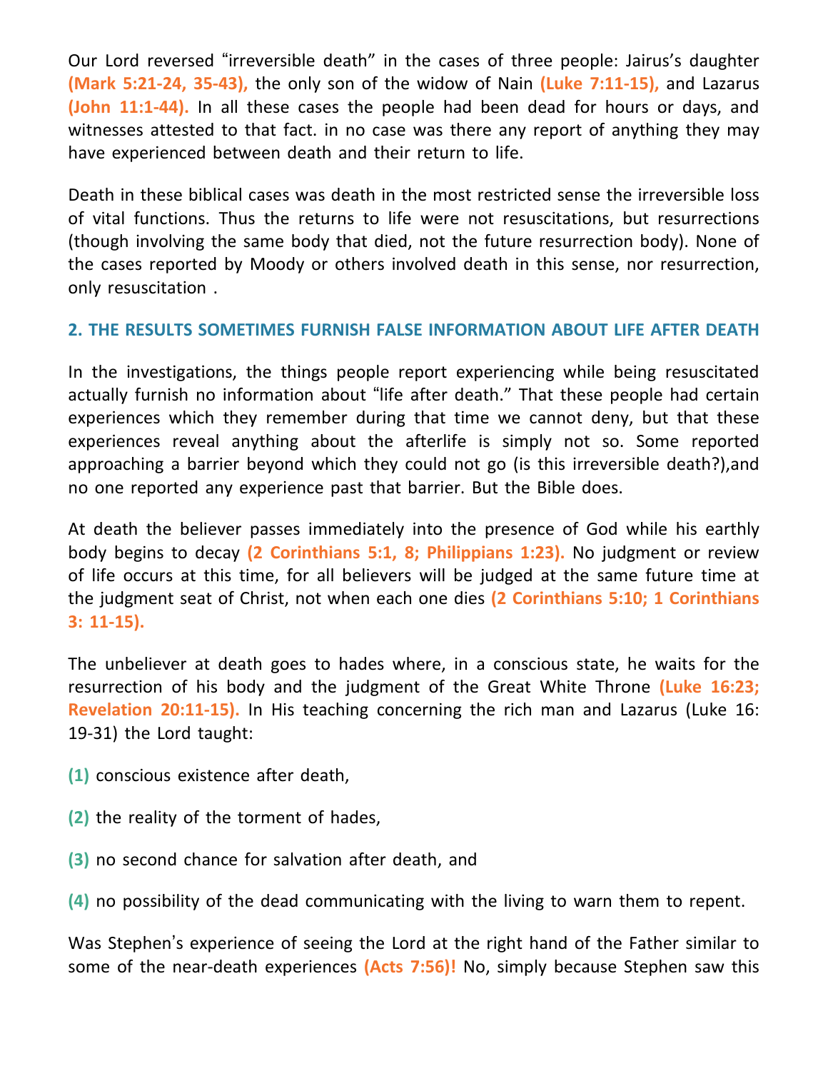Our Lord reversed “irreversible death” in the cases of three people: Jairus’s daughter **(Mark 5:21-24, 35-43),** the only son of the widow of Nain **(Luke 7:11-15),** and Lazarus **(John 11:1-44).** In all these cases the people had been dead for hours or days, and witnesses attested to that fact. in no case was there any report of anything they may have experienced between death and their return to life.

Death in these biblical cases was death in the most restricted sense the irreversible loss of vital functions. Thus the returns to life were not resuscitations, but resurrections (though involving the same body that died, not the future resurrection body). None of the cases reported by Moody or others involved death in this sense, nor resurrection, only resuscitation .

## 2. THE RESULTS SOMETIMES FURNISH FALSE INFORMATION ABOUT LIFE AFTER DEATH

In the investigations, the things people report experiencing while being resuscitated actually furnish no information about “life after death.” That these people had certain experiences which they remember during that time we cannot deny, but that these experiences reveal anything about the afterlife is simply not so. Some reported approaching a barrier beyond which they could not go (is this irreversible death?),and no one reported any experience past that barrier. But the Bible does.

At death the believer passes immediately into the presence of God while his earthly body begins to decay **(2 Corinthians 5:1, 8; Philippians 1:23).** No judgment or review of life occurs at this time, for all believers will be judged at the same future time at the judgment seat of Christ, not when each one dies **(2 Corinthians 5:10; 1 Corinthians 3: 11-15).**

The unbeliever at death goes to hades where, in a conscious state, he waits for the resurrection of his body and the judgment of the Great White Throne **(Luke 16:23; Revelation 20:11-15).** In His teaching concerning the rich man and Lazarus (Luke 16: 19-31) the Lord taught:

**(1)** conscious existence after death,

**(2)** the reality of the torment of hades,

**(3)** no second chance for salvation after death, and

**(4)** no possibility of the dead communicating with the living to warn them to repent.

Was Stephen’s experience of seeing the Lord at the right hand of the Father similar to some of the near-death experiences **(Acts 7:56)!** No, simply because Stephen saw this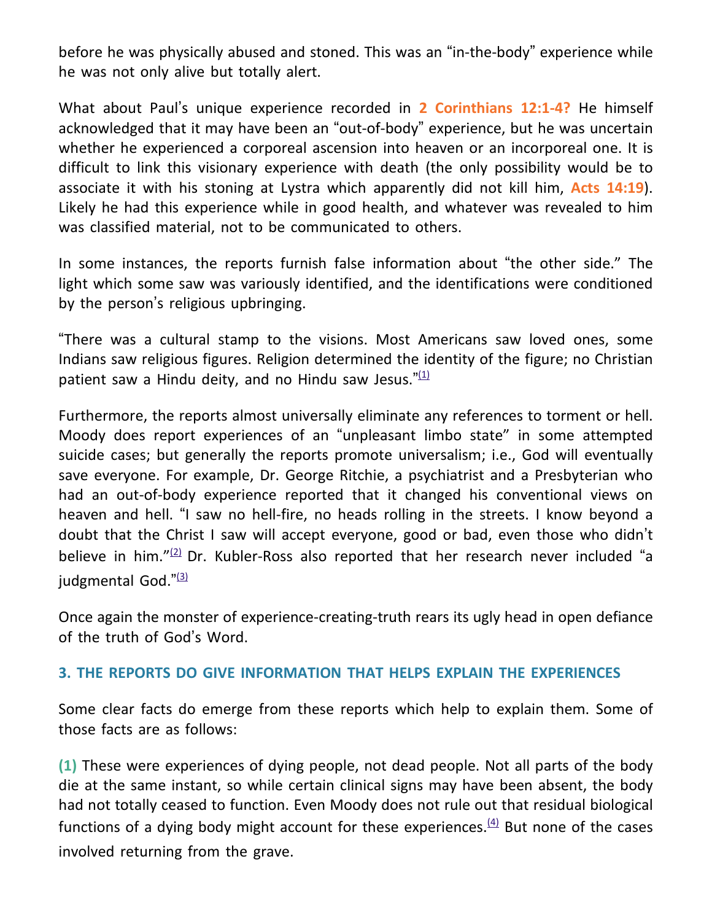before he was physically abused and stoned. This was an "in-the-body" experience while he was not only alive but totally alert.

What about Paul's unique experience recorded in **2 Corinthians 12:1-4?** He himself acknowledged that it may have been an "out-of-body" experience, but he was uncertain whether he experienced a corporeal ascension into heaven or an incorporeal one. It is difficult to link this visionary experience with death (the only possibility would be to associate it with his stoning at Lystra which apparently did not kill him, **Acts 14:19**). Likely he had this experience while in good health, and whatever was revealed to him was classified material, not to be communicated to others.

In some instances, the reports furnish false information about "the other side." The light which some saw was variously identified, and the identifications were conditioned by the person's religious upbringing.

"There was a cultural stamp to the visions. Most Americans saw loved ones, some Indians saw religious figures. Religion determined the identity of the figure; no Christian patient saw a Hindu deity, and no Hindu saw Jesus."[(1)]

Furthermore, the reports almost universally eliminate any references to torment or hell. Moody does report experiences of an "unpleasant limbo state" in some attempted suicide cases; but generally the reports promote universalism; i.e., God will eventually save everyone. For example, Dr. George Ritchie, a psychiatrist and a Presbyterian who had an out-of-body experience reported that it changed his conventional views on heaven and hell. "I saw no hell-fire, no heads rolling in the streets. I know beyond a doubt that the Christ I saw will accept everyone, good or bad, even those who didn't believe in him."[(2)] Dr. Kubler-Ross also reported that her research never included "a judgmental God."[(3)]

Once again the monster of experience-creating-truth rears its ugly head in open defiance of the truth of God's Word.

### 3. THE REPORTS DO GIVE INFORMATION THAT HELPS EXPLAIN THE EXPERIENCES

Some clear facts do emerge from these reports which help to explain them. Some of those facts are as follows:

**(1)** These were experiences of dying people, not dead people. Not all parts of the body die at the same instant, so while certain clinical signs may have been absent, the body had not totally ceased to function. Even Moody does not rule out that residual biological functions of a dying body might account for these experiences.[(4)] But none of the cases involved returning from the grave.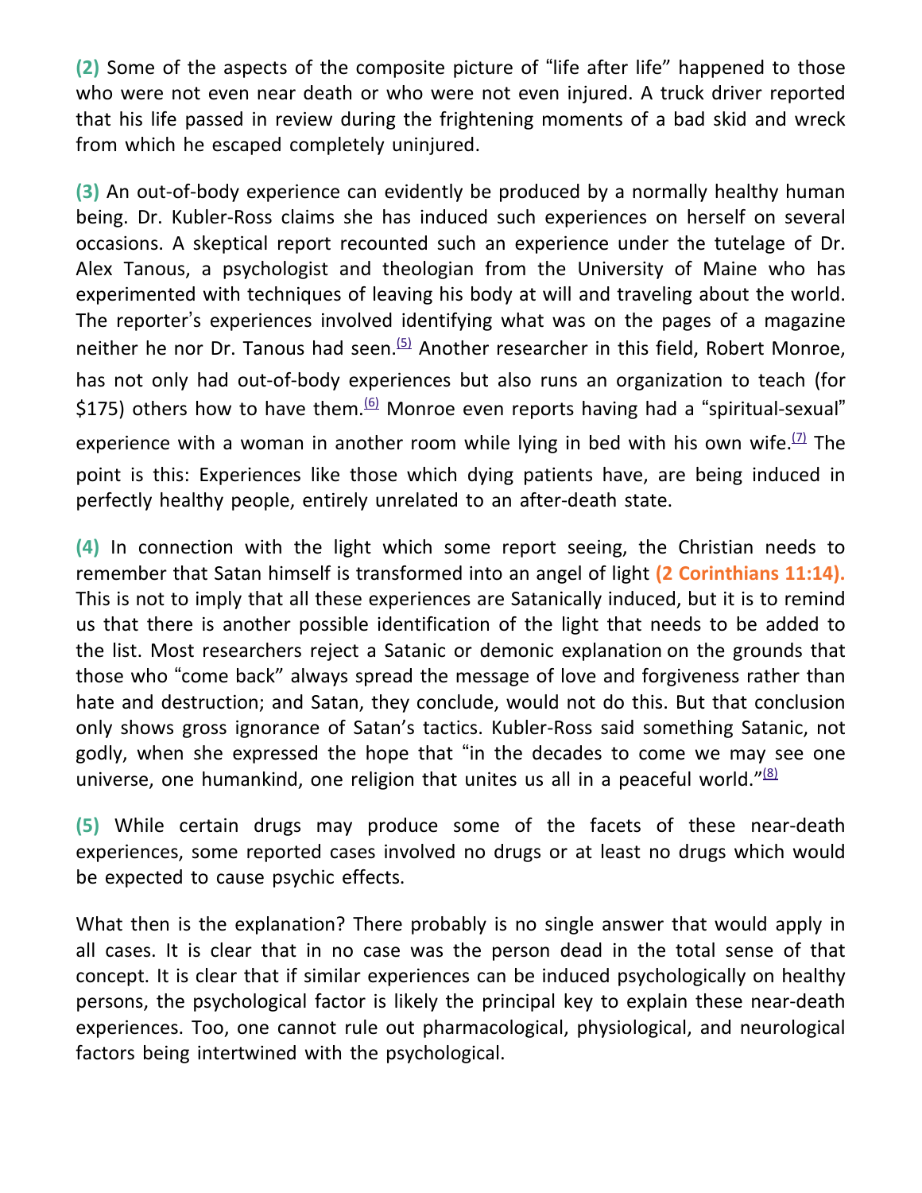**(2)** Some of the aspects of the composite picture of "life after life" happened to those who were not even near death or who were not even injured. A truck driver reported that his life passed in review during the frightening moments of a bad skid and wreck from which he escaped completely uninjured.

**(3)** An out-of-body experience can evidently be produced by a normally healthy human being. Dr. Kubler-Ross claims she has induced such experiences on herself on several occasions. A skeptical report recounted such an experience under the tutelage of Dr. Alex Tanous, a psychologist and theologian from the University of Maine who has experimented with techniques of leaving his body at will and traveling about the world. The reporter's experiences involved identifying what was on the pages of a magazine neither he nor Dr. Tanous had seen.[5] Another researcher in this field, Robert Monroe, has not only had out-of-body experiences but also runs an organization to teach (for $175) others how to have them.[6] Monroe even reports having had a "spiritual-sexual" experience with a woman in another room while lying in bed with his own wife.[7] The point is this: Experiences like those which dying patients have, are being induced in perfectly healthy people, entirely unrelated to an after-death state.

**(4)** In connection with the light which some report seeing, the Christian needs to remember that Satan himself is transformed into an angel of light **(2 Corinthians 11:14).** This is not to imply that all these experiences are Satanically induced, but it is to remind us that there is another possible identification of the light that needs to be added to the list. Most researchers reject a Satanic or demonic explanation on the grounds that those who "come back" always spread the message of love and forgiveness rather than hate and destruction; and Satan, they conclude, would not do this. But that conclusion only shows gross ignorance of Satan's tactics. Kubler-Ross said something Satanic, not godly, when she expressed the hope that "in the decades to come we may see one universe, one humankind, one religion that unites us all in a peaceful world."[8]

**(5)** While certain drugs may produce some of the facets of these near-death experiences, some reported cases involved no drugs or at least no drugs which would be expected to cause psychic effects.

What then is the explanation? There probably is no single answer that would apply in all cases. It is clear that in no case was the person dead in the total sense of that concept. It is clear that if similar experiences can be induced psychologically on healthy persons, the psychological factor is likely the principal key to explain these near-death experiences. Too, one cannot rule out pharmacological, physiological, and neurological factors being intertwined with the psychological.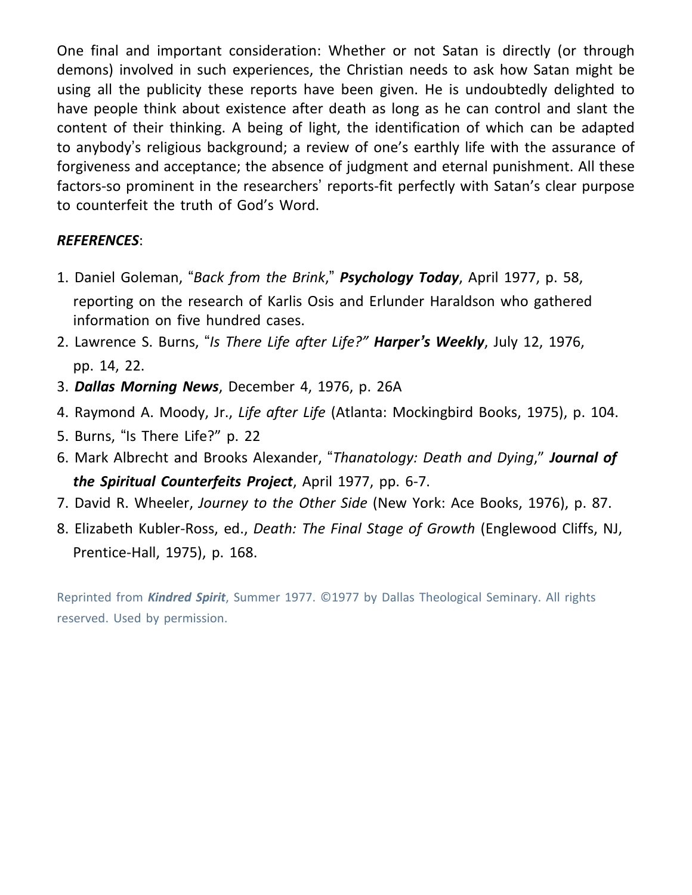One final and important consideration: Whether or not Satan is directly (or through demons) involved in such experiences, the Christian needs to ask how Satan might be using all the publicity these reports have been given. He is undoubtedly delighted to have people think about existence after death as long as he can control and slant the content of their thinking. A being of light, the identification of which can be adapted to anybody's religious background; a review of one's earthly life with the assurance of forgiveness and acceptance; the absence of judgment and eternal punishment. All these factors-so prominent in the researchers' reports-fit perfectly with Satan's clear purpose to counterfeit the truth of God's Word.

***REFERENCES***:

1. Daniel Goleman, "*Back from the Brink*," ***Psychology Today***, April 1977, p. 58, reporting on the research of Karlis Osis and Erlunder Haraldson who gathered information on five hundred cases.
2. Lawrence S. Burns, "*Is There Life after Life?*" ***Harper's Weekly***, July 12, 1976, pp. 14, 22.
3. ***Dallas Morning News***, December 4, 1976, p. 26A
4. Raymond A. Moody, Jr., *Life after Life* (Atlanta: Mockingbird Books, 1975), p. 104.
5. Burns, "Is There Life?" p. 22
6. Mark Albrecht and Brooks Alexander, "*Thanatology: Death and Dying*," ***Journal of the Spiritual Counterfeits Project***, April 1977, pp. 6-7.
7. David R. Wheeler, *Journey to the Other Side* (New York: Ace Books, 1976), p. 87.
8. Elizabeth Kubler-Ross, ed., *Death: The Final Stage of Growth* (Englewood Cliffs, NJ, Prentice-Hall, 1975), p. 168.

Reprinted from ***Kindred Spirit***, Summer 1977. ©1977 by Dallas Theological Seminary. All rights reserved. Used by permission.